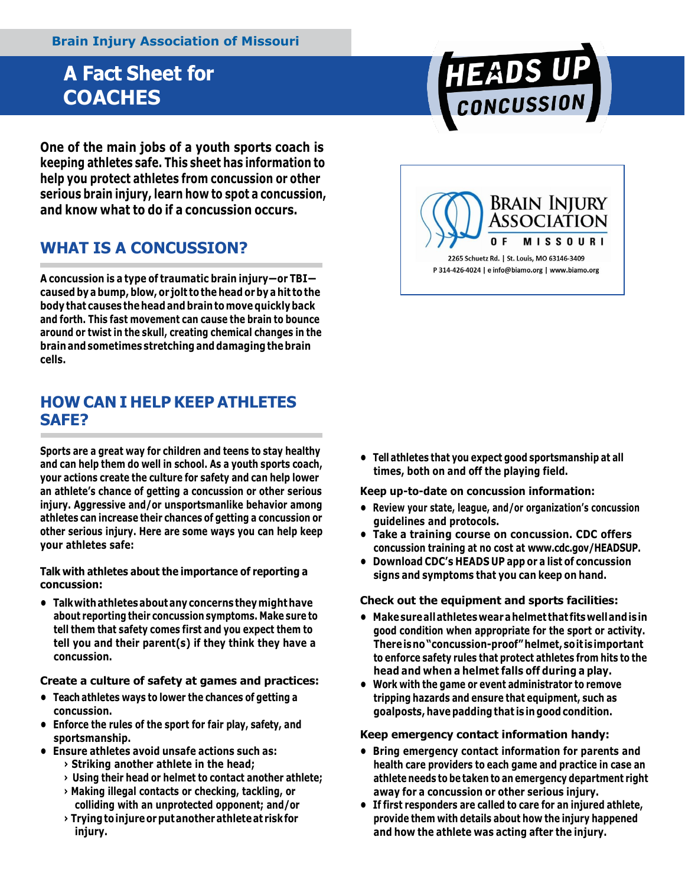Brain Injury Association of Missouri

# A Fact Sheet for COACHES

HEADS UP CONCUSSION

BRAIN INJURY ASSOCIATION OF MISSOURI

2265 Schuetz Rd. | St. Louis, MO 63146-3409
P 314-426-4024 | e info@biamo.org | www.biamo.org

**One of the main jobs of a youth sports coach is keeping athletes safe. This sheet has information to help you protect athletes from concussion or other serious brain injury, learn how to spot a concussion, and know what to do if a concussion occurs.**

## WHAT IS A CONCUSSION?

**A concussion is a type of traumatic brain injury—or TBI—caused by a bump, blow, or jolt to the head or by a hit to the body that causes the head and brain to move quickly back and forth. This fast movement can cause the brain to bounce around or twist in the skull, creating chemical changes in the brain and sometimes stretching and damaging the brain cells.**

## HOW CAN I HELP KEEP ATHLETES SAFE?

**Sports are a great way for children and teens to stay healthy and can help them do well in school. As a youth sports coach, your actions create the culture for safety and can help lower an athlete's chance of getting a concussion or other serious injury. Aggressive and/or unsportsmanlike behavior among athletes can increase their chances of getting a concussion or other serious injury. Here are some ways you can help keep your athletes safe:**

### Talk with athletes about the importance of reporting a concussion:

- Talk with athletes about any concerns they might have about reporting their concussion symptoms. Make sure to tell them that safety comes first and you expect them to tell you and their parent(s) if they think they have a concussion.

### Create a culture of safety at games and practices:

- Teach athletes ways to lower the chances of getting a concussion.
- Enforce the rules of the sport for fair play, safety, and sportsmanship.
- Ensure athletes avoid unsafe actions such as:
  - Striking another athlete in the head;
  - Using their head or helmet to contact another athlete;
  - Making illegal contacts or checking, tackling, or colliding with an unprotected opponent; and/or
  - Trying to injure or put another athlete at risk for injury.
- Tell athletes that you expect good sportsmanship at all times, both on and off the playing field.

### Keep up-to-date on concussion information:

- Review your state, league, and/or organization's concussion guidelines and protocols.
- Take a training course on concussion. CDC offers concussion training at no cost at www.cdc.gov/HEADSUP.
- Download CDC's HEADS UP app or a list of concussion signs and symptoms that you can keep on hand.

### Check out the equipment and sports facilities:

- Make sure all athletes wear a helmet that fits well and is in good condition when appropriate for the sport or activity. There is no "concussion-proof" helmet, so it is important to enforce safety rules that protect athletes from hits to the head and when a helmet falls off during a play.
- Work with the game or event administrator to remove tripping hazards and ensure that equipment, such as goalposts, have padding that is in good condition.

### Keep emergency contact information handy:

- Bring emergency contact information for parents and health care providers to each game and practice in case an athlete needs to be taken to an emergency department right away for a concussion or other serious injury.
- If first responders are called to care for an injured athlete, provide them with details about how the injury happened and how the athlete was acting after the injury.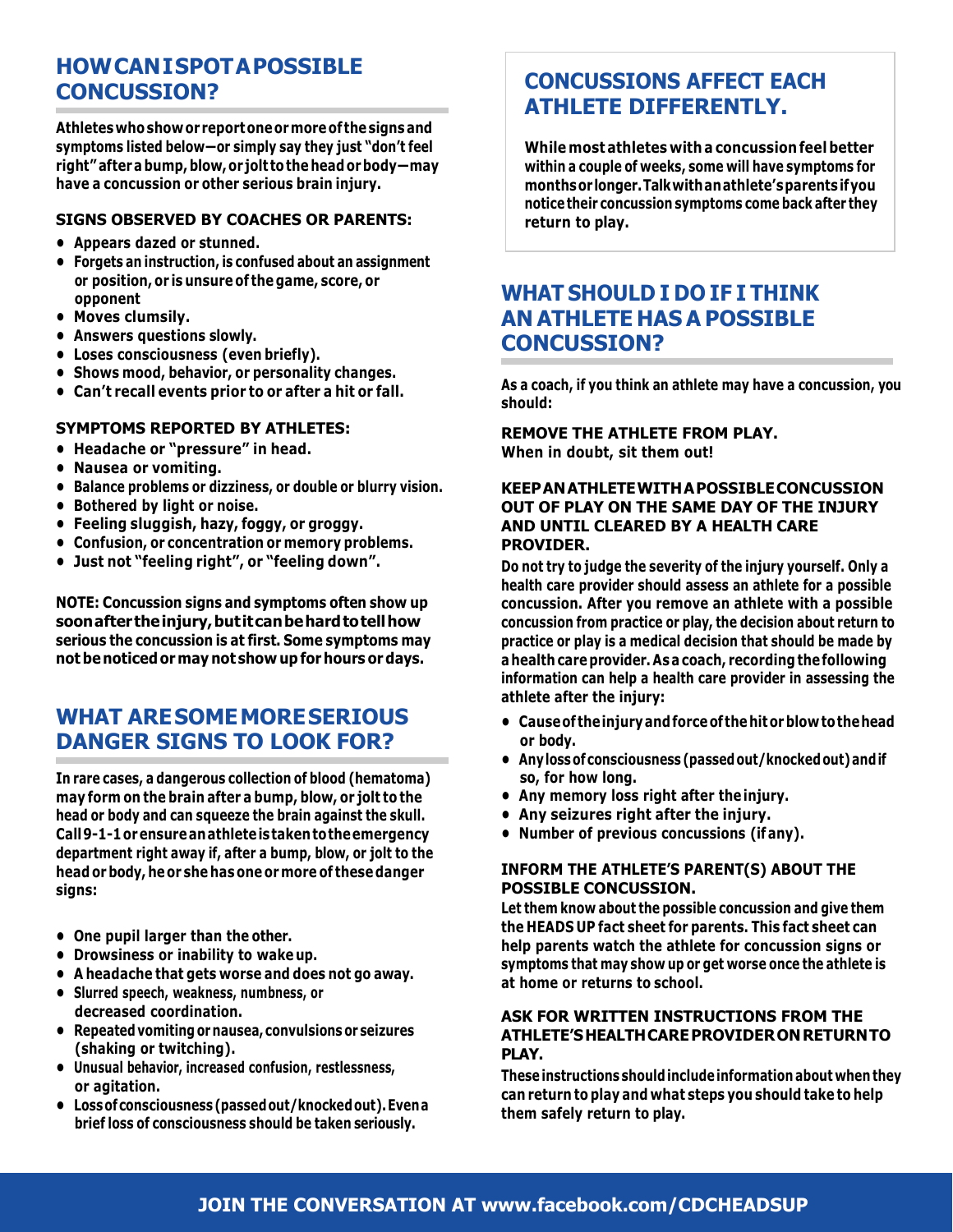## HOW CAN I SPOT A POSSIBLE CONCUSSION?

**Athletes who show or report one or more of the signs and symptoms listed below—or simply say they just "don't feel right" after a bump, blow, or jolt to the head or body—may have a concussion or other serious brain injury.**

### SIGNS OBSERVED BY COACHES OR PARENTS:

- Appears dazed or stunned.
- Forgets an instruction, is confused about an assignment or position, or is unsure of the game, score, or opponent
- Moves clumsily.
- Answers questions slowly.
- Loses consciousness (even briefly).
- Shows mood, behavior, or personality changes.
- Can't recall events prior to or after a hit or fall.

### SYMPTOMS REPORTED BY ATHLETES:

- Headache or "pressure" in head.
- Nausea or vomiting.
- Balance problems or dizziness, or double or blurry vision.
- Bothered by light or noise.
- Feeling sluggish, hazy, foggy, or groggy.
- Confusion, or concentration or memory problems.
- Just not "feeling right", or "feeling down".

**NOTE: Concussion signs and symptoms often show up soon after the injury, but it can be hard to tell how serious the concussion is at first. Some symptoms may not be noticed or may not show up for hours or days.**

## WHAT ARE SOME MORE SERIOUS DANGER SIGNS TO LOOK FOR?

In rare cases, a dangerous collection of blood (hematoma) may form on the brain after a bump, blow, or jolt to the head or body and can squeeze the brain against the skull. **Call 9-1-1 or ensure an athlete is taken to the emergency department right away** if, after a bump, blow, or jolt to the head or body, he or she has one or more of these danger signs:

- One pupil larger than the other.
- Drowsiness or inability to wake up.
- A headache that gets worse and does not go away.
- Slurred speech, weakness, numbness, or decreased coordination.
- Repeated vomiting or nausea, convulsions or seizures (shaking or twitching).
- Unusual behavior, increased confusion, restlessness, or agitation.
- Loss of consciousness (passed out/knocked out). Even a brief loss of consciousness should be taken seriously.

## CONCUSSIONS AFFECT EACH ATHLETE DIFFERENTLY.

**While most athletes with a concussion feel better within a couple of weeks, some will have symptoms for months or longer. Talk with an athlete's parents if you notice their concussion symptoms come back after they return to play.**

## WHAT SHOULD I DO IF I THINK AN ATHLETE HAS A POSSIBLE CONCUSSION?

As a coach, if you think an athlete may have a concussion, you should:

**REMOVE THE ATHLETE FROM PLAY.**
**When in doubt, sit them out!**

### KEEP AN ATHLETE WITH A POSSIBLE CONCUSSION OUT OF PLAY ON THE SAME DAY OF THE INJURY AND UNTIL CLEARED BY A HEALTH CARE PROVIDER.

Do not try to judge the severity of the injury yourself. Only a health care provider should assess an athlete for a possible concussion. After you remove an athlete with a possible concussion from practice or play, the decision about return to practice or play is a medical decision that should be made by a health care provider. As a coach, recording the following information can help a health care provider in assessing the athlete after the injury:

- Cause of the injury and force of the hit or blow to the head or body.
- Any loss of consciousness (passed out/knocked out) and if so, for how long.
- Any memory loss right after the injury.
- Any seizures right after the injury.
- Number of previous concussions (if any).

### INFORM THE ATHLETE'S PARENT(S) ABOUT THE POSSIBLE CONCUSSION.

Let them know about the possible concussion and give them the HEADS UP fact sheet for parents. This fact sheet can help parents watch the athlete for concussion signs or symptoms that may show up or get worse once the athlete is at home or returns to school.

### ASK FOR WRITTEN INSTRUCTIONS FROM THE ATHLETE'S HEALTH CARE PROVIDER ON RETURN TO PLAY.

These instructions should include information about when they can return to play and what steps you should take to help them safely return to play.

**JOIN THE CONVERSATION AT www.facebook.com/CDCHEADSUP**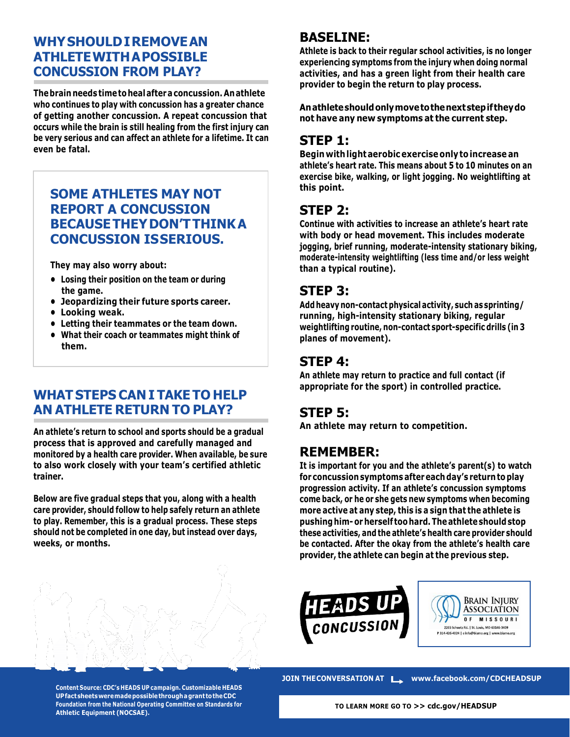## WHY SHOULD I REMOVE AN ATHLETE WITH A POSSIBLE CONCUSSION FROM PLAY?

The brain needs time to heal after a concussion. An athlete who continues to play with concussion has a greater chance of getting another concussion. A repeat concussion that occurs while the brain is still healing from the first injury can be very serious and can affect an athlete for a lifetime. It can even be fatal.

### SOME ATHLETES MAY NOT REPORT A CONCUSSION BECAUSE THEY DON'T THINK A CONCUSSION IS SERIOUS.

They may also worry about:

- Losing their position on the team or during the game.
- Jeopardizing their future sports career.
- Looking weak.
- Letting their teammates or the team down.
- What their coach or teammates might think of them.

## WHAT STEPS CAN I TAKE TO HELP AN ATHLETE RETURN TO PLAY?

An athlete's return to school and sports should be a gradual process that is approved and carefully managed and monitored by a health care provider. When available, be sure to also work closely with your team's certified athletic trainer.

Below are five gradual steps that you, along with a health care provider, should follow to help safely return an athlete to play. Remember, this is a gradual process. These steps should not be completed in one day, but instead over days, weeks, or months.

### BASELINE:

Athlete is back to their regular school activities, is no longer experiencing symptoms from the injury when doing normal activities, and has a green light from their health care provider to begin the return to play process.

**An athlete should only move to the next step if they do not have any new symptoms at the current step.**

### STEP 1:

Begin with light aerobic exercise only to increase an athlete's heart rate. This means about 5 to 10 minutes on an exercise bike, walking, or light jogging. No weightlifting at this point.

### STEP 2:

Continue with activities to increase an athlete's heart rate with body or head movement. This includes moderate jogging, brief running, moderate-intensity stationary biking, moderate-intensity weightlifting (less time and/or less weight than a typical routine).

### STEP 3:

Add heavy non-contact physical activity, such as sprinting/running, high-intensity stationary biking, regular weightlifting routine, non-contact sport-specific drills (in 3 planes of movement).

### STEP 4:

An athlete may return to practice and full contact (if appropriate for the sport) in controlled practice.

### STEP 5:

An athlete may return to competition.

### REMEMBER:

It is important for you and the athlete's parent(s) to watch for concussion symptoms after each day's return to play progression activity. If an athlete's concussion symptoms come back, or he or she gets new symptoms when becoming more active at any step, this is a sign that the athlete is pushing him- or herself too hard. The athlete should stop these activities, and the athlete's health care provider should be contacted. After the okay from the athlete's health care provider, the athlete can begin at the previous step.

HEADS UP CONCUSSION

Brain Injury Association of Missouri
2265 Schuetz Rd. | St. Louis, MO 63146-3409
P 314-426-4024 | e info@biamo.org | www.biamo.org

Content Source: CDC's HEADS UP campaign. Customizable HEADS UP fact sheets were made possible through a grant to the CDC Foundation from the National Operating Committee on Standards for Athletic Equipment (NOCSAE).

JOIN THE CONVERSATION AT www.facebook.com/CDCHEADSUP

TO LEARN MORE GO TO >> cdc.gov/HEADSUP